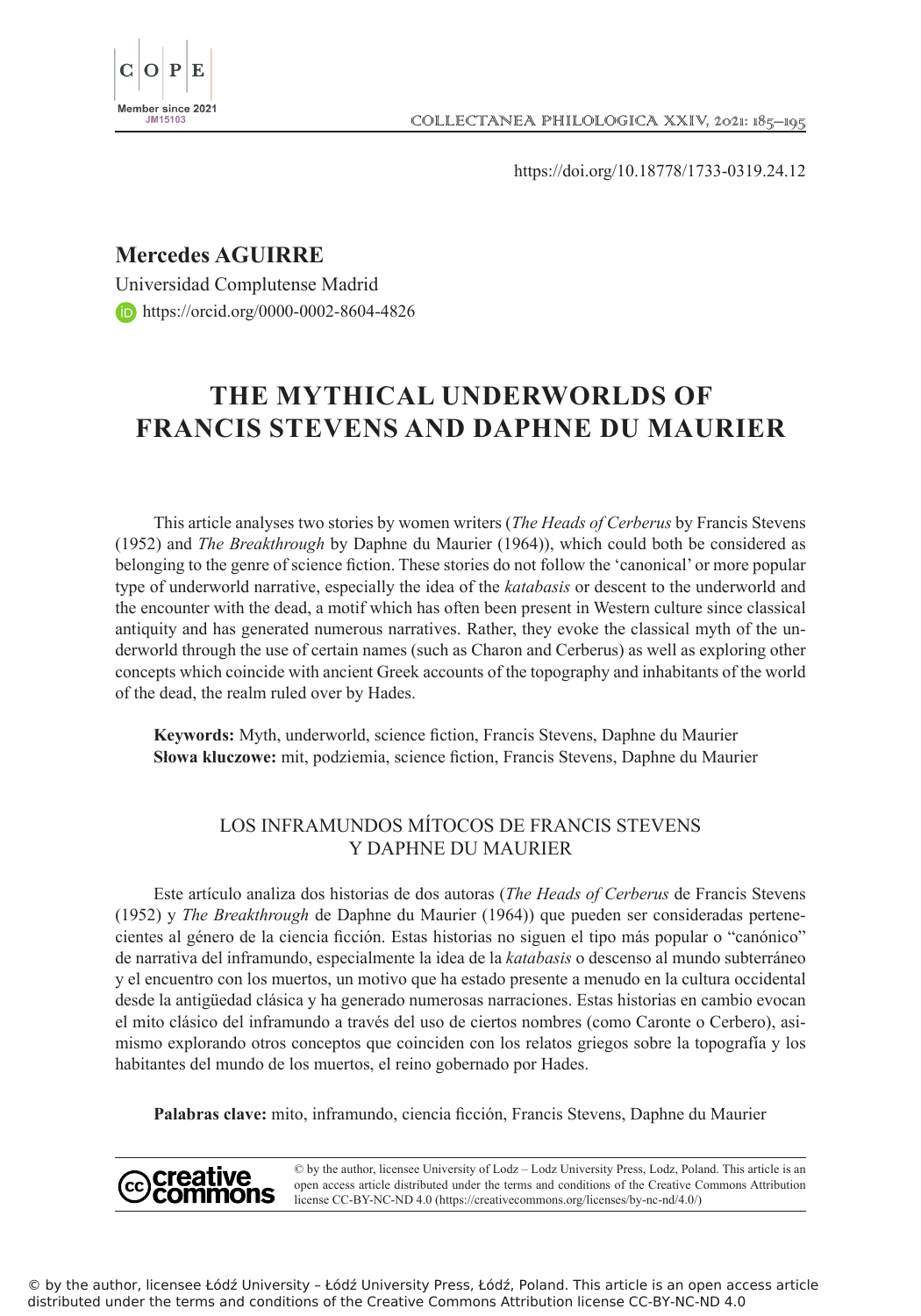https://doi.org/10.18778/1733-0319.24.12

**Mercedes AGUIRRE**

Universidad Complutense Madrid

https://orcid.org/0000-0002-8604-4826

# THE MYTHICAL UNDERWORLDS OF FRANCIS STEVENS AND DAPHNE DU MAURIER

This article analyses two stories by women writers (*The Heads of Cerberus* by Francis Stevens (1952) and *The Breakthrough* by Daphne du Maurier (1964)), which could both be considered as belonging to the genre of science fiction. These stories do not follow the 'canonical' or more popular type of underworld narrative, especially the idea of the *katabasis* or descent to the underworld and the encounter with the dead, a motif which has often been present in Western culture since classical antiquity and has generated numerous narratives. Rather, they evoke the classical myth of the underworld through the use of certain names (such as Charon and Cerberus) as well as exploring other concepts which coincide with ancient Greek accounts of the topography and inhabitants of the world of the dead, the realm ruled over by Hades.

**Keywords:** Myth, underworld, science fiction, Francis Stevens, Daphne du Maurier
**Słowa kluczowe:** mit, podziemia, science fiction, Francis Stevens, Daphne du Maurier

## LOS INFRAMUNDOS MÍTOCOS DE FRANCIS STEVENS Y DAPHNE DU MAURIER

Este artículo analiza dos historias de dos autoras (*The Heads of Cerberus* de Francis Stevens (1952) y *The Breakthrough* de Daphne du Maurier (1964)) que pueden ser consideradas pertenecientes al género de la ciencia ficción. Estas historias no siguen el tipo más popular o "canónico" de narrativa del inframundo, especialmente la idea de la *katabasis* o descenso al mundo subterráneo y el encuentro con los muertos, un motivo que ha estado presente a menudo en la cultura occidental desde la antigüedad clásica y ha generado numerosas narraciones. Estas historias en cambio evocan el mito clásico del inframundo a través del uso de ciertos nombres (como Caronte o Cerbero), asimismo explorando otros conceptos que coinciden con los relatos griegos sobre la topografía y los habitantes del mundo de los muertos, el reino gobernado por Hades.

**Palabras clave:** mito, inframundo, ciencia ficción, Francis Stevens, Daphne du Maurier

© by the author, licensee University of Lodz – Lodz University Press, Lodz, Poland. This article is an open access article distributed under the terms and conditions of the Creative Commons Attribution license CC-BY-NC-ND 4.0 (https://creativecommons.org/licenses/by-nc-nd/4.0/)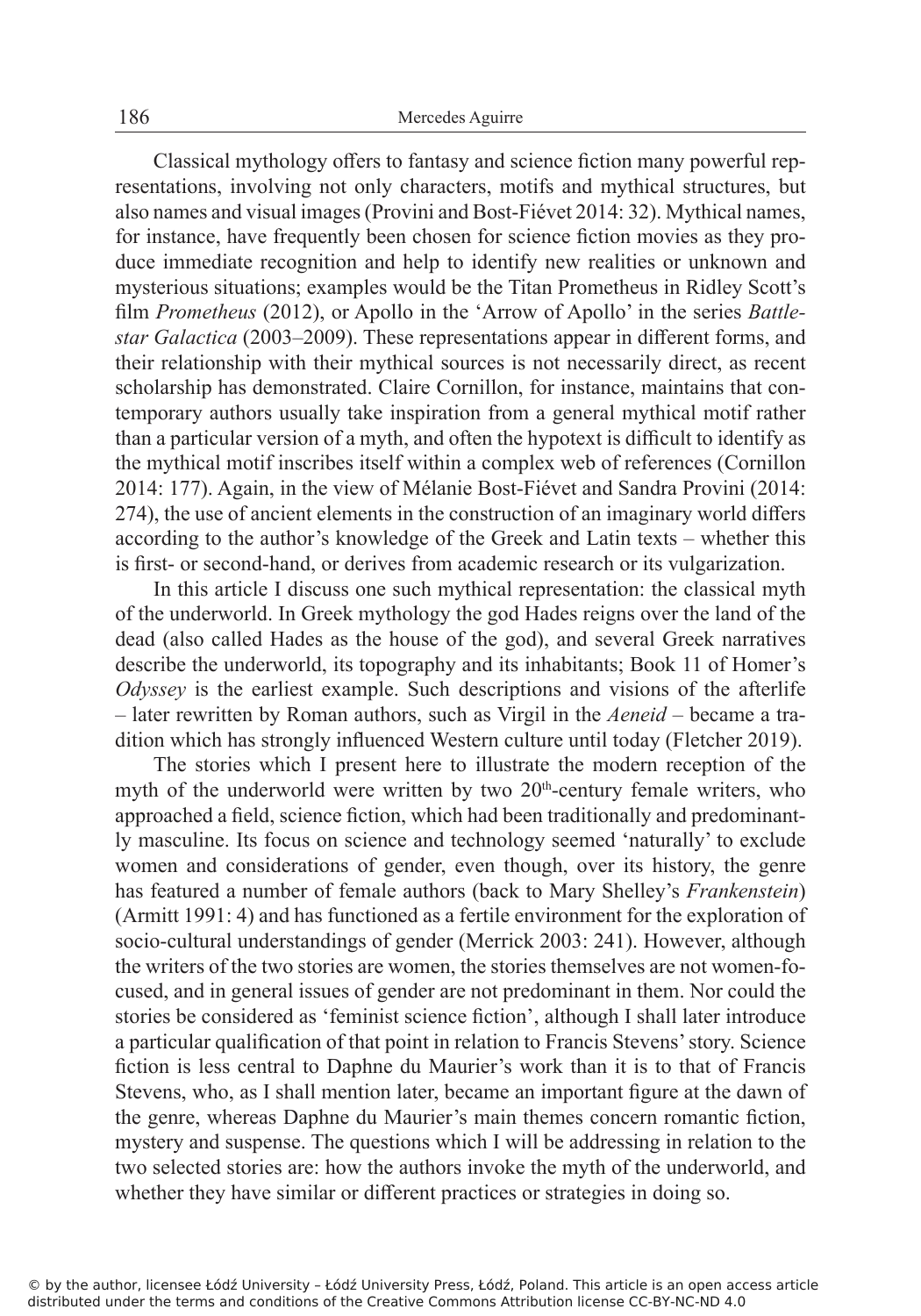Classical mythology offers to fantasy and science fiction many powerful representations, involving not only characters, motifs and mythical structures, but also names and visual images (Provini and Bost-Fiévet 2014: 32). Mythical names, for instance, have frequently been chosen for science fiction movies as they produce immediate recognition and help to identify new realities or unknown and mysterious situations; examples would be the Titan Prometheus in Ridley Scott's film *Prometheus* (2012), or Apollo in the 'Arrow of Apollo' in the series *Battlestar Galactica* (2003–2009). These representations appear in different forms, and their relationship with their mythical sources is not necessarily direct, as recent scholarship has demonstrated. Claire Cornillon, for instance, maintains that contemporary authors usually take inspiration from a general mythical motif rather than a particular version of a myth, and often the hypotext is difficult to identify as the mythical motif inscribes itself within a complex web of references (Cornillon 2014: 177). Again, in the view of Mélanie Bost-Fiévet and Sandra Provini (2014: 274), the use of ancient elements in the construction of an imaginary world differs according to the author's knowledge of the Greek and Latin texts – whether this is first- or second-hand, or derives from academic research or its vulgarization.

In this article I discuss one such mythical representation: the classical myth of the underworld. In Greek mythology the god Hades reigns over the land of the dead (also called Hades as the house of the god), and several Greek narratives describe the underworld, its topography and its inhabitants; Book 11 of Homer's *Odyssey* is the earliest example. Such descriptions and visions of the afterlife – later rewritten by Roman authors, such as Virgil in the *Aeneid* – became a tradition which has strongly influenced Western culture until today (Fletcher 2019).

The stories which I present here to illustrate the modern reception of the myth of the underworld were written by two 20th-century female writers, who approached a field, science fiction, which had been traditionally and predominantly masculine. Its focus on science and technology seemed 'naturally' to exclude women and considerations of gender, even though, over its history, the genre has featured a number of female authors (back to Mary Shelley's *Frankenstein*) (Armitt 1991: 4) and has functioned as a fertile environment for the exploration of socio-cultural understandings of gender (Merrick 2003: 241). However, although the writers of the two stories are women, the stories themselves are not women-focused, and in general issues of gender are not predominant in them. Nor could the stories be considered as 'feminist science fiction', although I shall later introduce a particular qualification of that point in relation to Francis Stevens' story. Science fiction is less central to Daphne du Maurier's work than it is to that of Francis Stevens, who, as I shall mention later, became an important figure at the dawn of the genre, whereas Daphne du Maurier's main themes concern romantic fiction, mystery and suspense. The questions which I will be addressing in relation to the two selected stories are: how the authors invoke the myth of the underworld, and whether they have similar or different practices or strategies in doing so.

© by the author, licensee Łódź University – Łódź University Press, Łódź, Poland. This article is an open access article distributed under the terms and conditions of the Creative Commons Attribution license CC-BY-NC-ND 4.0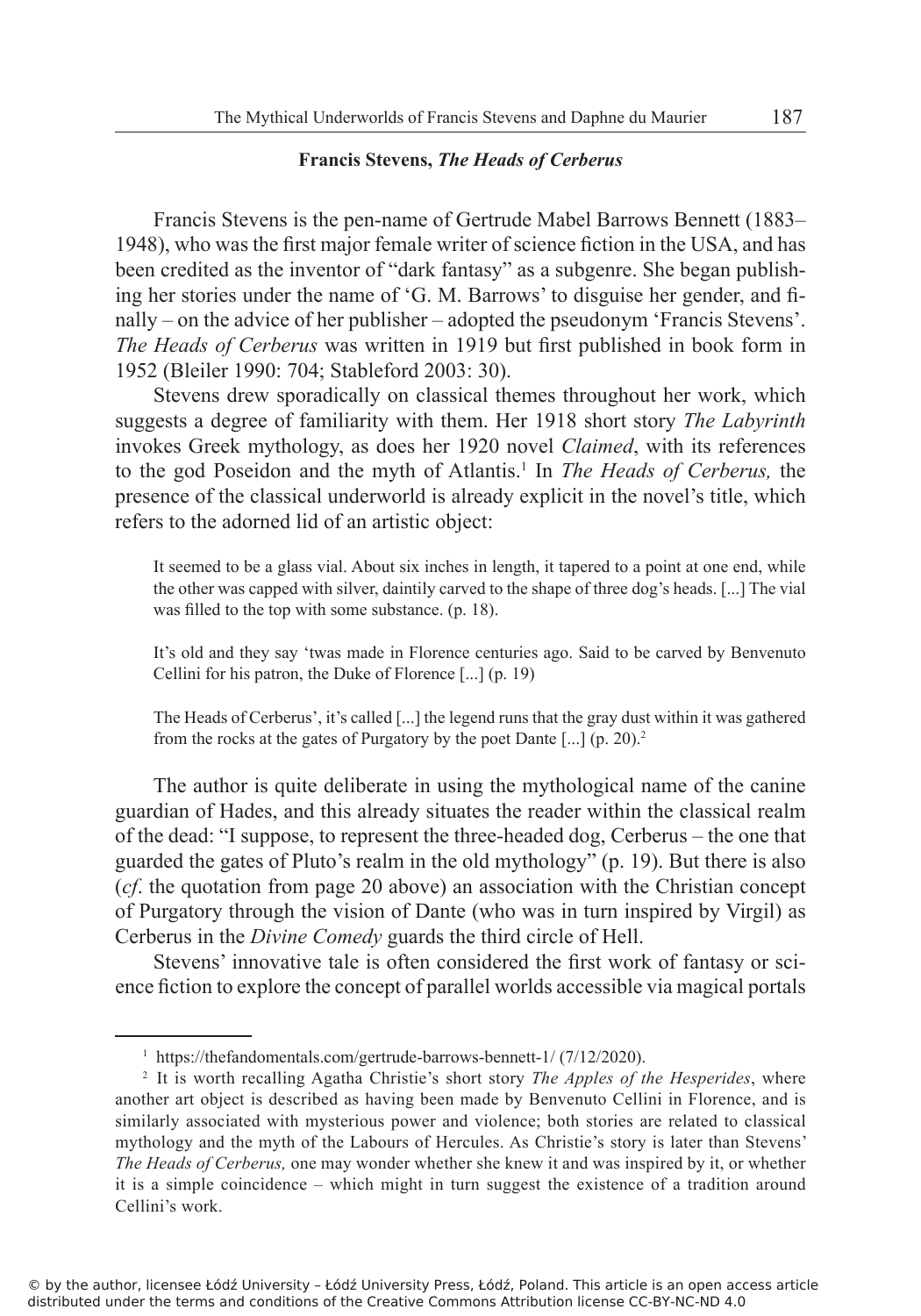**Francis Stevens, *The Heads of Cerberus***

Francis Stevens is the pen-name of Gertrude Mabel Barrows Bennett (1883–1948), who was the first major female writer of science fiction in the USA, and has been credited as the inventor of "dark fantasy" as a subgenre. She began publishing her stories under the name of 'G. M. Barrows' to disguise her gender, and finally – on the advice of her publisher – adopted the pseudonym 'Francis Stevens'. *The Heads of Cerberus* was written in 1919 but first published in book form in 1952 (Bleiler 1990: 704; Stableford 2003: 30).

Stevens drew sporadically on classical themes throughout her work, which suggests a degree of familiarity with them. Her 1918 short story *The Labyrinth* invokes Greek mythology, as does her 1920 novel *Claimed*, with its references to the god Poseidon and the myth of Atlantis.[1] In *The Heads of Cerberus,* the presence of the classical underworld is already explicit in the novel's title, which refers to the adorned lid of an artistic object:

> It seemed to be a glass vial. About six inches in length, it tapered to a point at one end, while the other was capped with silver, daintily carved to the shape of three dog's heads. [...] The vial was filled to the top with some substance. (p. 18).

> It's old and they say 'twas made in Florence centuries ago. Said to be carved by Benvenuto Cellini for his patron, the Duke of Florence [...] (p. 19)

> The Heads of Cerberus', it's called [...] the legend runs that the gray dust within it was gathered from the rocks at the gates of Purgatory by the poet Dante [...] (p. 20).[2]

The author is quite deliberate in using the mythological name of the canine guardian of Hades, and this already situates the reader within the classical realm of the dead: "I suppose, to represent the three-headed dog, Cerberus – the one that guarded the gates of Pluto's realm in the old mythology" (p. 19). But there is also (*cf*. the quotation from page 20 above) an association with the Christian concept of Purgatory through the vision of Dante (who was in turn inspired by Virgil) as Cerberus in the *Divine Comedy* guards the third circle of Hell.

Stevens' innovative tale is often considered the first work of fantasy or science fiction to explore the concept of parallel worlds accessible via magical portals

---

[1] https://thefandomentals.com/gertrude-barrows-bennett-1/ (7/12/2020).

[2] It is worth recalling Agatha Christie's short story *The Apples of the Hesperides*, where another art object is described as having been made by Benvenuto Cellini in Florence, and is similarly associated with mysterious power and violence; both stories are related to classical mythology and the myth of the Labours of Hercules. As Christie's story is later than Stevens' *The Heads of Cerberus,* one may wonder whether she knew it and was inspired by it, or whether it is a simple coincidence – which might in turn suggest the existence of a tradition around Cellini's work.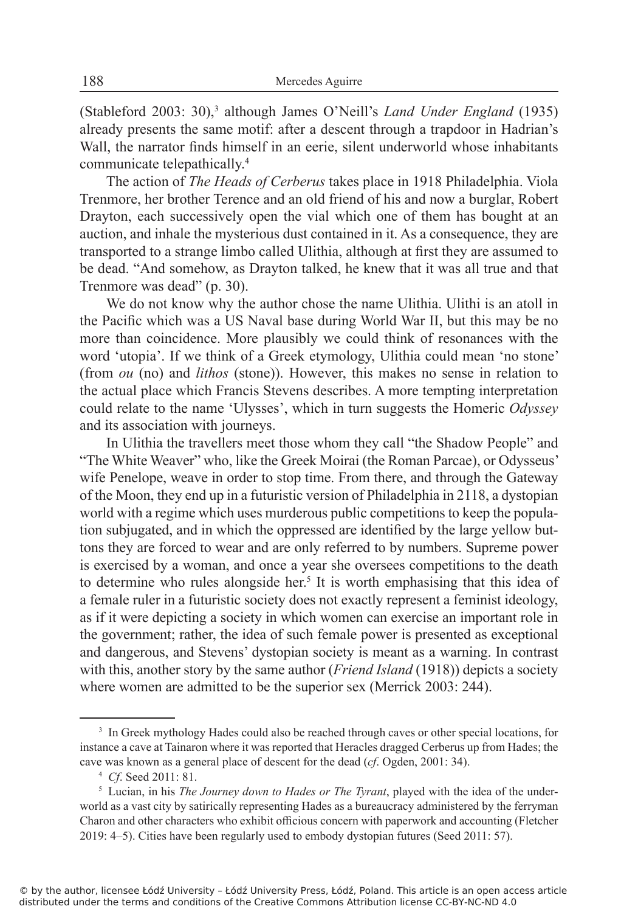(Stableford 2003: 30),[3] although James O'Neill's *Land Under England* (1935) already presents the same motif: after a descent through a trapdoor in Hadrian's Wall, the narrator finds himself in an eerie, silent underworld whose inhabitants communicate telepathically.[4]

The action of *The Heads of Cerberus* takes place in 1918 Philadelphia. Viola Trenmore, her brother Terence and an old friend of his and now a burglar, Robert Drayton, each successively open the vial which one of them has bought at an auction, and inhale the mysterious dust contained in it. As a consequence, they are transported to a strange limbo called Ulithia, although at first they are assumed to be dead. "And somehow, as Drayton talked, he knew that it was all true and that Trenmore was dead" (p. 30).

We do not know why the author chose the name Ulithia. Ulithi is an atoll in the Pacific which was a US Naval base during World War II, but this may be no more than coincidence. More plausibly we could think of resonances with the word 'utopia'. If we think of a Greek etymology, Ulithia could mean 'no stone' (from *ou* (no) and *lithos* (stone)). However, this makes no sense in relation to the actual place which Francis Stevens describes. A more tempting interpretation could relate to the name 'Ulysses', which in turn suggests the Homeric *Odyssey* and its association with journeys.

In Ulithia the travellers meet those whom they call "the Shadow People" and "The White Weaver" who, like the Greek Moirai (the Roman Parcae), or Odysseus' wife Penelope, weave in order to stop time. From there, and through the Gateway of the Moon, they end up in a futuristic version of Philadelphia in 2118, a dystopian world with a regime which uses murderous public competitions to keep the population subjugated, and in which the oppressed are identified by the large yellow buttons they are forced to wear and are only referred to by numbers. Supreme power is exercised by a woman, and once a year she oversees competitions to the death to determine who rules alongside her.[5] It is worth emphasising that this idea of a female ruler in a futuristic society does not exactly represent a feminist ideology, as if it were depicting a society in which women can exercise an important role in the government; rather, the idea of such female power is presented as exceptional and dangerous, and Stevens' dystopian society is meant as a warning. In contrast with this, another story by the same author (*Friend Island* (1918)) depicts a society where women are admitted to be the superior sex (Merrick 2003: 244).

---

[3] In Greek mythology Hades could also be reached through caves or other special locations, for instance a cave at Tainaron where it was reported that Heracles dragged Cerberus up from Hades; the cave was known as a general place of descent for the dead (*cf*. Ogden, 2001: 34).

[4] *Cf*. Seed 2011: 81.

[5] Lucian, in his *The Journey down to Hades or The Tyrant*, played with the idea of the underworld as a vast city by satirically representing Hades as a bureaucracy administered by the ferryman Charon and other characters who exhibit officious concern with paperwork and accounting (Fletcher 2019: 4–5). Cities have been regularly used to embody dystopian futures (Seed 2011: 57).

© by the author, licensee Łódź University – Łódź University Press, Łódź, Poland. This article is an open access article distributed under the terms and conditions of the Creative Commons Attribution license CC-BY-NC-ND 4.0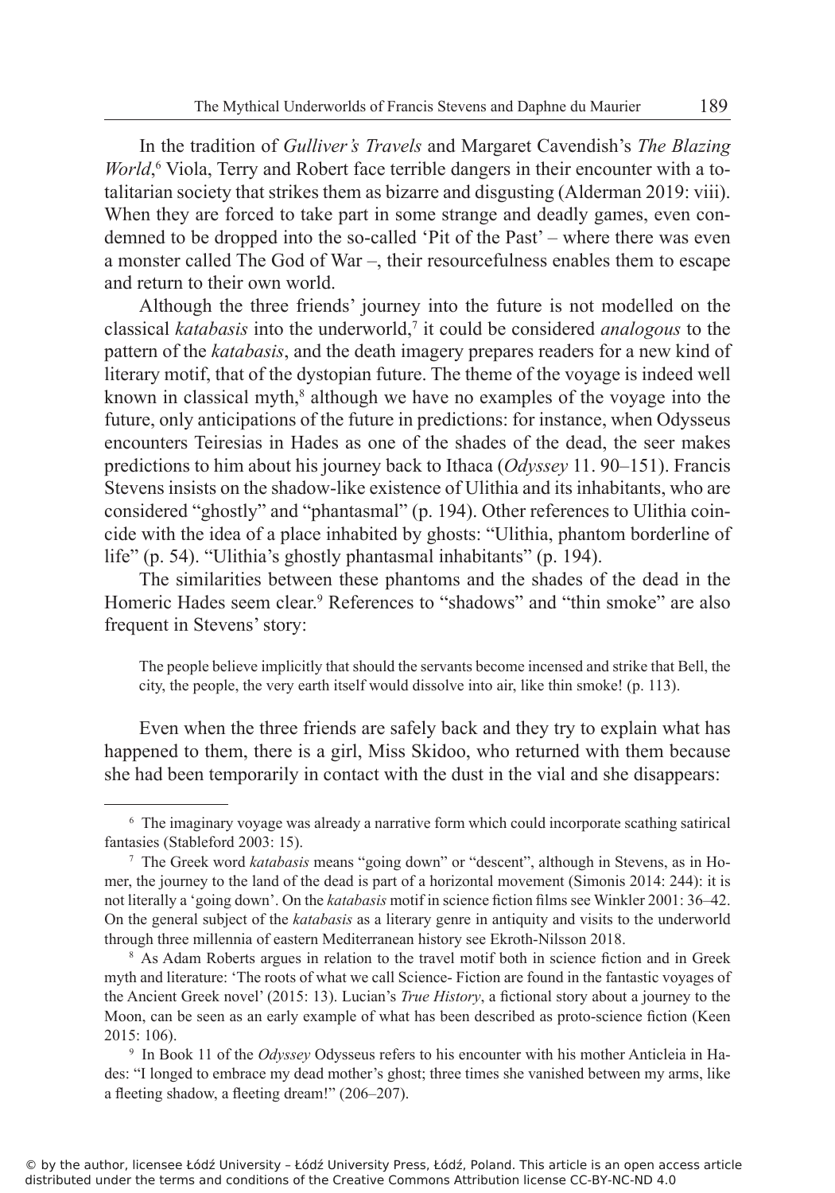In the tradition of *Gulliver's Travels* and Margaret Cavendish's *The Blazing World*,[6] Viola, Terry and Robert face terrible dangers in their encounter with a totalitarian society that strikes them as bizarre and disgusting (Alderman 2019: viii). When they are forced to take part in some strange and deadly games, even condemned to be dropped into the so-called 'Pit of the Past' – where there was even a monster called The God of War –, their resourcefulness enables them to escape and return to their own world.

Although the three friends' journey into the future is not modelled on the classical *katabasis* into the underworld,[7] it could be considered *analogous* to the pattern of the *katabasis*, and the death imagery prepares readers for a new kind of literary motif, that of the dystopian future. The theme of the voyage is indeed well known in classical myth,[8] although we have no examples of the voyage into the future, only anticipations of the future in predictions: for instance, when Odysseus encounters Teiresias in Hades as one of the shades of the dead, the seer makes predictions to him about his journey back to Ithaca (*Odyssey* 11. 90–151). Francis Stevens insists on the shadow-like existence of Ulithia and its inhabitants, who are considered "ghostly" and "phantasmal" (p. 194). Other references to Ulithia coincide with the idea of a place inhabited by ghosts: "Ulithia, phantom borderline of life" (p. 54). "Ulithia's ghostly phantasmal inhabitants" (p. 194).

The similarities between these phantoms and the shades of the dead in the Homeric Hades seem clear.[9] References to "shadows" and "thin smoke" are also frequent in Stevens' story:

> The people believe implicitly that should the servants become incensed and strike that Bell, the city, the people, the very earth itself would dissolve into air, like thin smoke! (p. 113).

Even when the three friends are safely back and they try to explain what has happened to them, there is a girl, Miss Skidoo, who returned with them because she had been temporarily in contact with the dust in the vial and she disappears:

---

[6] The imaginary voyage was already a narrative form which could incorporate scathing satirical fantasies (Stableford 2003: 15).

[7] The Greek word *katabasis* means "going down" or "descent", although in Stevens, as in Homer, the journey to the land of the dead is part of a horizontal movement (Simonis 2014: 244): it is not literally a 'going down'. On the *katabasis* motif in science fiction films see Winkler 2001: 36–42. On the general subject of the *katabasis* as a literary genre in antiquity and visits to the underworld through three millennia of eastern Mediterranean history see Ekroth-Nilsson 2018.

[8] As Adam Roberts argues in relation to the travel motif both in science fiction and in Greek myth and literature: 'The roots of what we call Science- Fiction are found in the fantastic voyages of the Ancient Greek novel' (2015: 13). Lucian's *True History*, a fictional story about a journey to the Moon, can be seen as an early example of what has been described as proto-science fiction (Keen 2015: 106).

[9] In Book 11 of the *Odyssey* Odysseus refers to his encounter with his mother Anticleia in Hades: "I longed to embrace my dead mother's ghost; three times she vanished between my arms, like a fleeting shadow, a fleeting dream!" (206–207).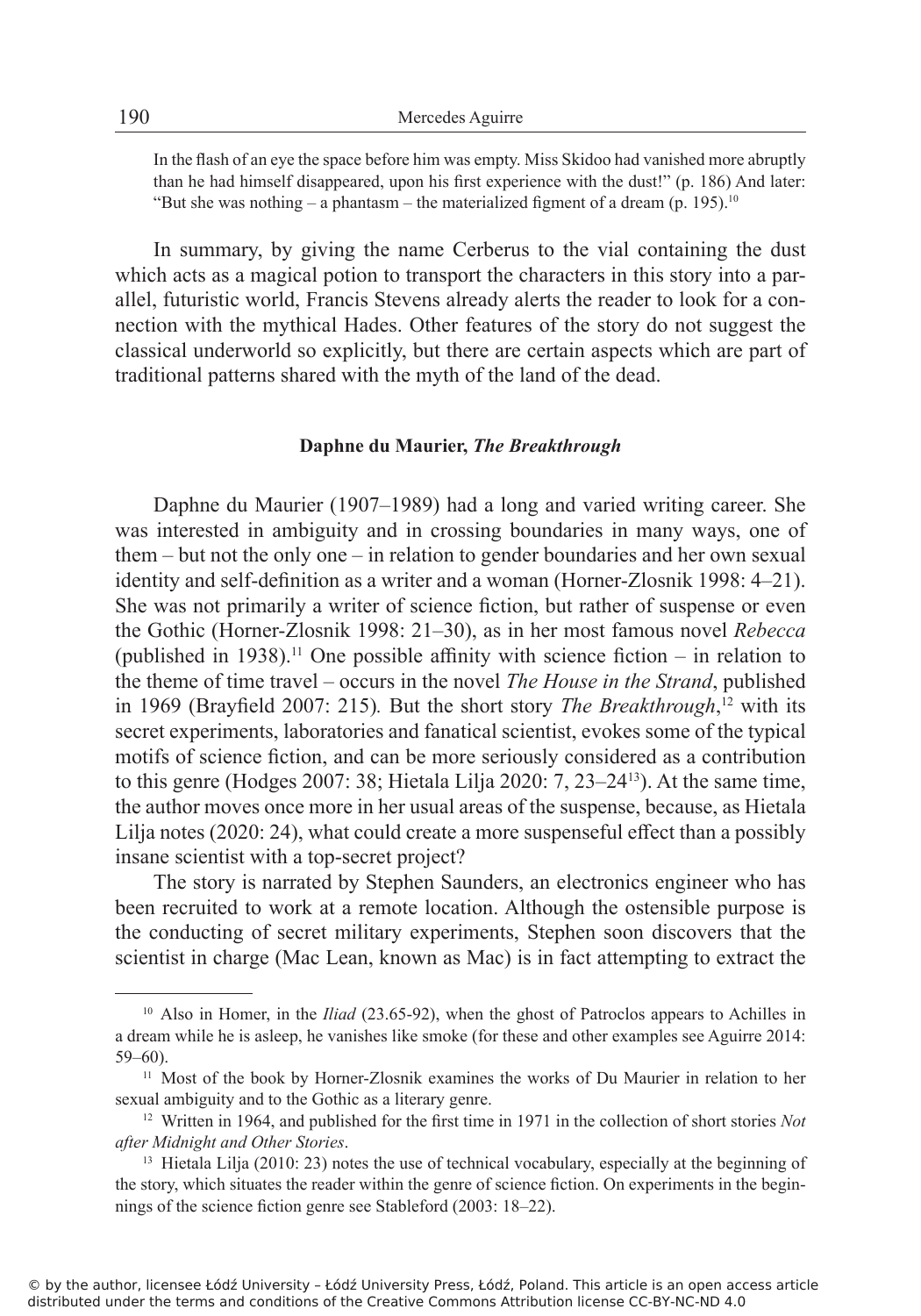In the flash of an eye the space before him was empty. Miss Skidoo had vanished more abruptly than he had himself disappeared, upon his first experience with the dust!" (p. 186) And later: "But she was nothing – a phantasm – the materialized figment of a dream (p. 195).[10]

In summary, by giving the name Cerberus to the vial containing the dust which acts as a magical potion to transport the characters in this story into a parallel, futuristic world, Francis Stevens already alerts the reader to look for a connection with the mythical Hades. Other features of the story do not suggest the classical underworld so explicitly, but there are certain aspects which are part of traditional patterns shared with the myth of the land of the dead.

### Daphne du Maurier, *The Breakthrough*

Daphne du Maurier (1907–1989) had a long and varied writing career. She was interested in ambiguity and in crossing boundaries in many ways, one of them – but not the only one – in relation to gender boundaries and her own sexual identity and self-definition as a writer and a woman (Horner-Zlosnik 1998: 4–21). She was not primarily a writer of science fiction, but rather of suspense or even the Gothic (Horner-Zlosnik 1998: 21–30), as in her most famous novel *Rebecca* (published in 1938).[11] One possible affinity with science fiction – in relation to the theme of time travel – occurs in the novel *The House in the Strand*, published in 1969 (Brayfield 2007: 215). But the short story *The Breakthrough*,[12] with its secret experiments, laboratories and fanatical scientist, evokes some of the typical motifs of science fiction, and can be more seriously considered as a contribution to this genre (Hodges 2007: 38; Hietala Lilja 2020: 7, 23–24[13]). At the same time, the author moves once more in her usual areas of the suspense, because, as Hietala Lilja notes (2020: 24), what could create a more suspenseful effect than a possibly insane scientist with a top-secret project?

The story is narrated by Stephen Saunders, an electronics engineer who has been recruited to work at a remote location. Although the ostensible purpose is the conducting of secret military experiments, Stephen soon discovers that the scientist in charge (Mac Lean, known as Mac) is in fact attempting to extract the

---

[10] Also in Homer, in the *Iliad* (23.65-92), when the ghost of Patroclos appears to Achilles in a dream while he is asleep, he vanishes like smoke (for these and other examples see Aguirre 2014: 59–60).

[11] Most of the book by Horner-Zlosnik examines the works of Du Maurier in relation to her sexual ambiguity and to the Gothic as a literary genre.

[12] Written in 1964, and published for the first time in 1971 in the collection of short stories *Not after Midnight and Other Stories*.

[13] Hietala Lilja (2010: 23) notes the use of technical vocabulary, especially at the beginning of the story, which situates the reader within the genre of science fiction. On experiments in the beginnings of the science fiction genre see Stableford (2003: 18–22).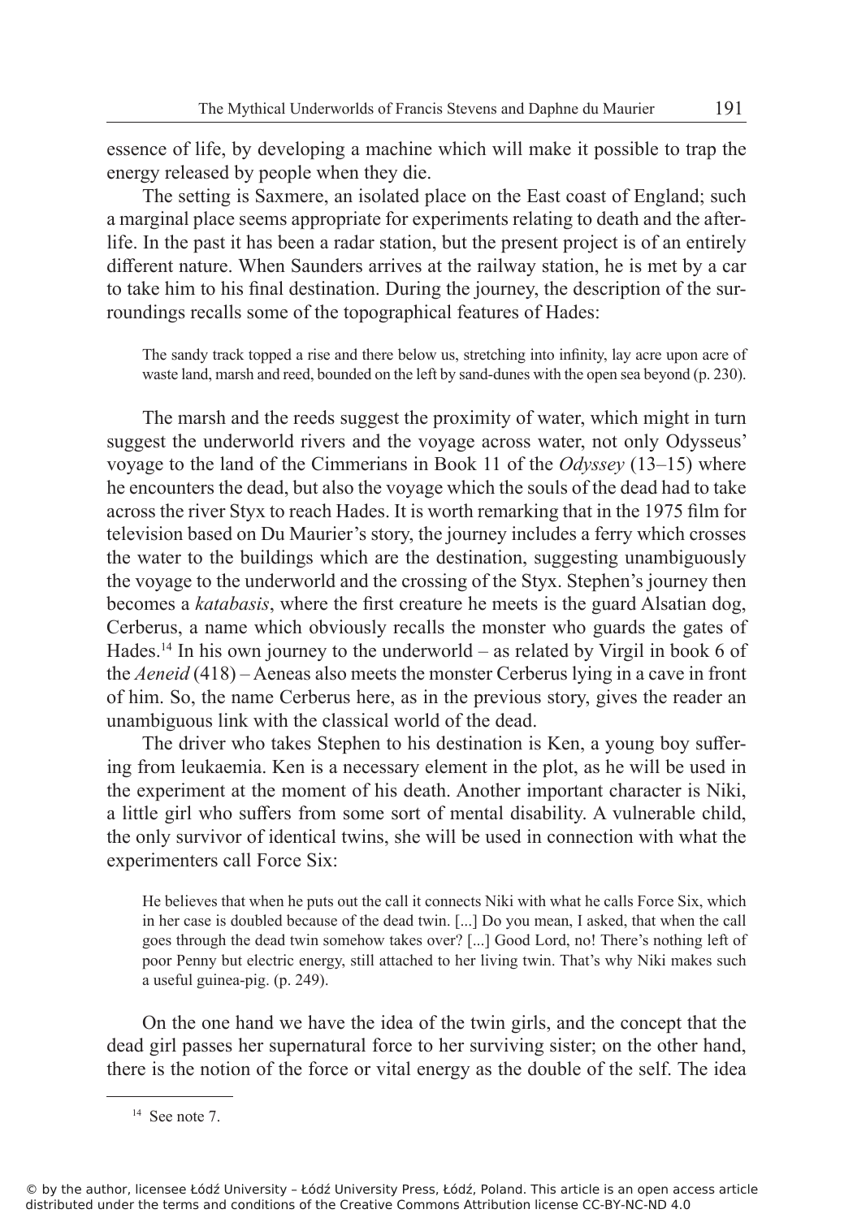essence of life, by developing a machine which will make it possible to trap the energy released by people when they die.

The setting is Saxmere, an isolated place on the East coast of England; such a marginal place seems appropriate for experiments relating to death and the afterlife. In the past it has been a radar station, but the present project is of an entirely different nature. When Saunders arrives at the railway station, he is met by a car to take him to his final destination. During the journey, the description of the surroundings recalls some of the topographical features of Hades:

> The sandy track topped a rise and there below us, stretching into infinity, lay acre upon acre of waste land, marsh and reed, bounded on the left by sand-dunes with the open sea beyond (p. 230).

The marsh and the reeds suggest the proximity of water, which might in turn suggest the underworld rivers and the voyage across water, not only Odysseus' voyage to the land of the Cimmerians in Book 11 of the *Odyssey* (13–15) where he encounters the dead, but also the voyage which the souls of the dead had to take across the river Styx to reach Hades. It is worth remarking that in the 1975 film for television based on Du Maurier's story, the journey includes a ferry which crosses the water to the buildings which are the destination, suggesting unambiguously the voyage to the underworld and the crossing of the Styx. Stephen's journey then becomes a *katabasis*, where the first creature he meets is the guard Alsatian dog, Cerberus, a name which obviously recalls the monster who guards the gates of Hades.[14] In his own journey to the underworld – as related by Virgil in book 6 of the *Aeneid* (418) – Aeneas also meets the monster Cerberus lying in a cave in front of him. So, the name Cerberus here, as in the previous story, gives the reader an unambiguous link with the classical world of the dead.

The driver who takes Stephen to his destination is Ken, a young boy suffering from leukaemia. Ken is a necessary element in the plot, as he will be used in the experiment at the moment of his death. Another important character is Niki, a little girl who suffers from some sort of mental disability. A vulnerable child, the only survivor of identical twins, she will be used in connection with what the experimenters call Force Six:

> He believes that when he puts out the call it connects Niki with what he calls Force Six, which in her case is doubled because of the dead twin. [...] Do you mean, I asked, that when the call goes through the dead twin somehow takes over? [...] Good Lord, no! There's nothing left of poor Penny but electric energy, still attached to her living twin. That's why Niki makes such a useful guinea-pig. (p. 249).

On the one hand we have the idea of the twin girls, and the concept that the dead girl passes her supernatural force to her surviving sister; on the other hand, there is the notion of the force or vital energy as the double of the self. The idea

[14] See note 7.

© by the author, licensee Łódź University – Łódź University Press, Łódź, Poland. This article is an open access article distributed under the terms and conditions of the Creative Commons Attribution license CC-BY-NC-ND 4.0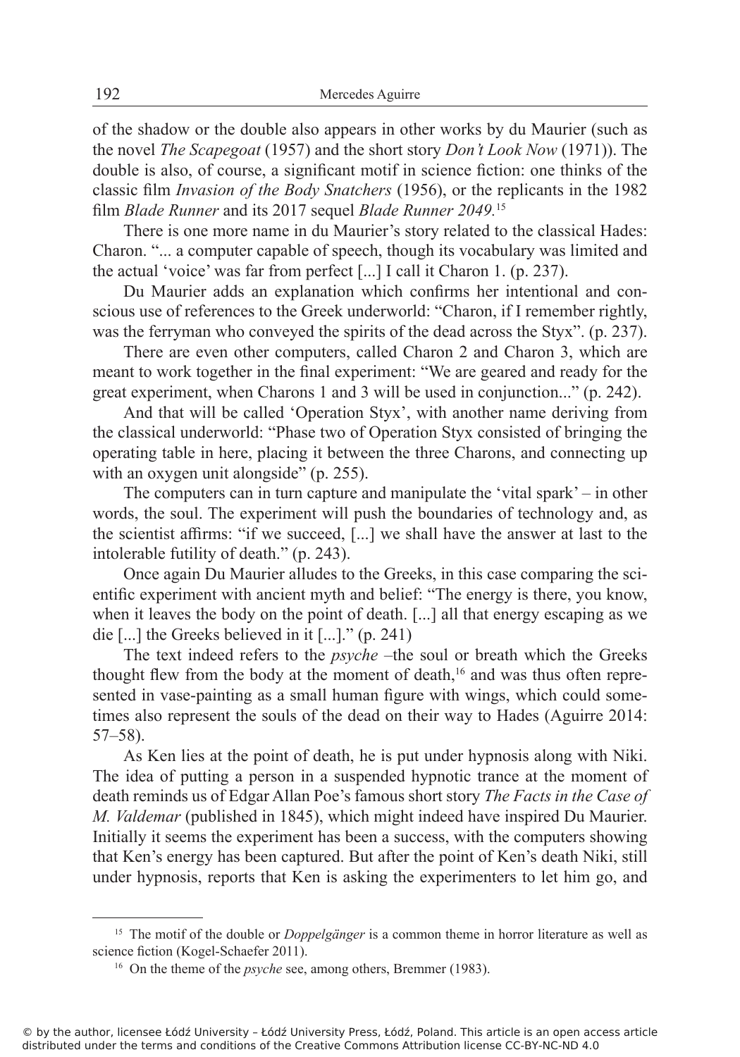of the shadow or the double also appears in other works by du Maurier (such as the novel *The Scapegoat* (1957) and the short story *Don't Look Now* (1971)). The double is also, of course, a significant motif in science fiction: one thinks of the classic film *Invasion of the Body Snatchers* (1956), or the replicants in the 1982 film *Blade Runner* and its 2017 sequel *Blade Runner 2049.*[15]

There is one more name in du Maurier's story related to the classical Hades: Charon. "... a computer capable of speech, though its vocabulary was limited and the actual 'voice' was far from perfect [...] I call it Charon 1. (p. 237).

Du Maurier adds an explanation which confirms her intentional and conscious use of references to the Greek underworld: "Charon, if I remember rightly, was the ferryman who conveyed the spirits of the dead across the Styx". (p. 237).

There are even other computers, called Charon 2 and Charon 3, which are meant to work together in the final experiment: "We are geared and ready for the great experiment, when Charons 1 and 3 will be used in conjunction..." (p. 242).

And that will be called 'Operation Styx', with another name deriving from the classical underworld: "Phase two of Operation Styx consisted of bringing the operating table in here, placing it between the three Charons, and connecting up with an oxygen unit alongside" (p. 255).

The computers can in turn capture and manipulate the 'vital spark' – in other words, the soul. The experiment will push the boundaries of technology and, as the scientist affirms: "if we succeed, [...] we shall have the answer at last to the intolerable futility of death." (p. 243).

Once again Du Maurier alludes to the Greeks, in this case comparing the scientific experiment with ancient myth and belief: "The energy is there, you know, when it leaves the body on the point of death. [...] all that energy escaping as we die [...] the Greeks believed in it [...]." (p. 241)

The text indeed refers to the *psyche* –the soul or breath which the Greeks thought flew from the body at the moment of death,[16] and was thus often represented in vase-painting as a small human figure with wings, which could sometimes also represent the souls of the dead on their way to Hades (Aguirre 2014: 57–58).

As Ken lies at the point of death, he is put under hypnosis along with Niki. The idea of putting a person in a suspended hypnotic trance at the moment of death reminds us of Edgar Allan Poe's famous short story *The Facts in the Case of M. Valdemar* (published in 1845), which might indeed have inspired Du Maurier. Initially it seems the experiment has been a success, with the computers showing that Ken's energy has been captured. But after the point of Ken's death Niki, still under hypnosis, reports that Ken is asking the experimenters to let him go, and

---

[15] The motif of the double or *Doppelgänger* is a common theme in horror literature as well as science fiction (Kogel-Schaefer 2011).

[16] On the theme of the *psyche* see, among others, Bremmer (1983).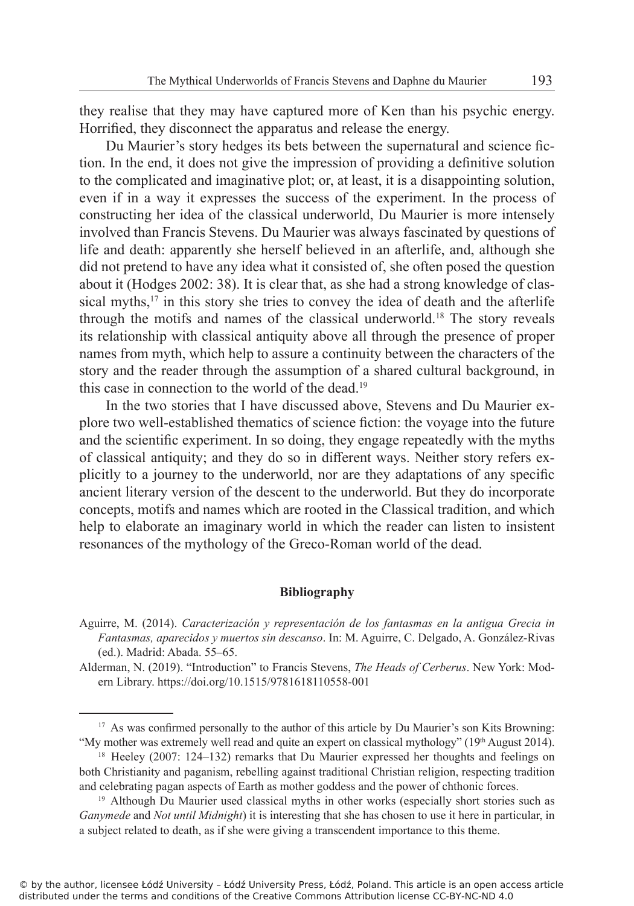they realise that they may have captured more of Ken than his psychic energy. Horrified, they disconnect the apparatus and release the energy.

Du Maurier's story hedges its bets between the supernatural and science fiction. In the end, it does not give the impression of providing a definitive solution to the complicated and imaginative plot; or, at least, it is a disappointing solution, even if in a way it expresses the success of the experiment. In the process of constructing her idea of the classical underworld, Du Maurier is more intensely involved than Francis Stevens. Du Maurier was always fascinated by questions of life and death: apparently she herself believed in an afterlife, and, although she did not pretend to have any idea what it consisted of, she often posed the question about it (Hodges 2002: 38). It is clear that, as she had a strong knowledge of classical myths,[17] in this story she tries to convey the idea of death and the afterlife through the motifs and names of the classical underworld.[18] The story reveals its relationship with classical antiquity above all through the presence of proper names from myth, which help to assure a continuity between the characters of the story and the reader through the assumption of a shared cultural background, in this case in connection to the world of the dead.[19]

In the two stories that I have discussed above, Stevens and Du Maurier explore two well-established thematics of science fiction: the voyage into the future and the scientific experiment. In so doing, they engage repeatedly with the myths of classical antiquity; and they do so in different ways. Neither story refers explicitly to a journey to the underworld, nor are they adaptations of any specific ancient literary version of the descent to the underworld. But they do incorporate concepts, motifs and names which are rooted in the Classical tradition, and which help to elaborate an imaginary world in which the reader can listen to insistent resonances of the mythology of the Greco-Roman world of the dead.

## Bibliography

Aguirre, M. (2014). *Caracterización y representación de los fantasmas en la antigua Grecia in Fantasmas, aparecidos y muertos sin descanso*. In: M. Aguirre, C. Delgado, A. González-Rivas (ed.). Madrid: Abada. 55–65.

Alderman, N. (2019). "Introduction" to Francis Stevens, *The Heads of Cerberus*. New York: Modern Library. https://doi.org/10.1515/9781618110558-001

---

[17] As was confirmed personally to the author of this article by Du Maurier's son Kits Browning: "My mother was extremely well read and quite an expert on classical mythology" (19th August 2014).

[18] Heeley (2007: 124–132) remarks that Du Maurier expressed her thoughts and feelings on both Christianity and paganism, rebelling against traditional Christian religion, respecting tradition and celebrating pagan aspects of Earth as mother goddess and the power of chthonic forces.

[19] Although Du Maurier used classical myths in other works (especially short stories such as *Ganymede* and *Not until Midnight*) it is interesting that she has chosen to use it here in particular, in a subject related to death, as if she were giving a transcendent importance to this theme.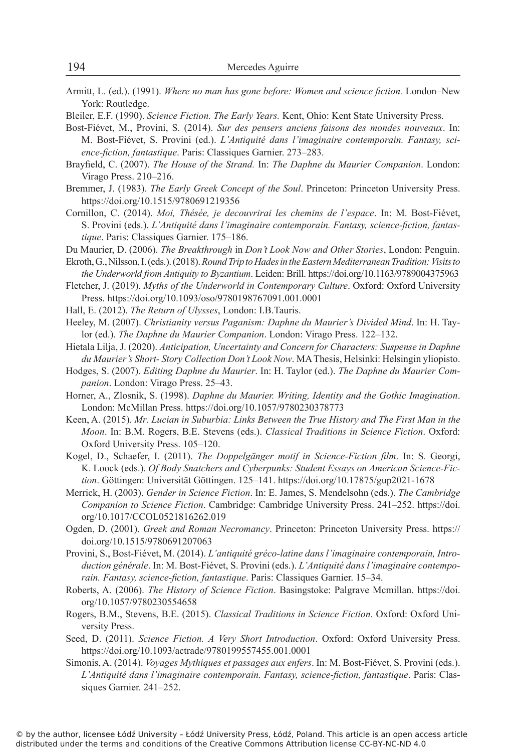Armitt, L. (ed.). (1991). *Where no man has gone before: Women and science fiction.* London–New York: Routledge.

Bleiler, E.F. (1990). *Science Fiction. The Early Years.* Kent, Ohio: Kent State University Press.

Bost-Fiévet, M., Provini, S. (2014). *Sur des pensers anciens faisons des mondes nouveaux*. In: M. Bost-Fiévet, S. Provini (ed.). *L'Antiquité dans l'imaginaire contemporain. Fantasy, science-fiction, fantastique*. Paris: Classiques Garnier. 273–283.

Brayfield, C. (2007). *The House of the Strand.* In: *The Daphne du Maurier Companion*. London: Virago Press. 210–216.

Bremmer, J. (1983). *The Early Greek Concept of the Soul*. Princeton: Princeton University Press. https://doi.org/10.1515/9780691219356

Cornillon, C. (2014). *Moi, Thésée, je decouvrirai les chemins de l'espace*. In: M. Bost-Fiévet, S. Provini (eds.). *L'Antiquité dans l'imaginaire contemporain. Fantasy, science-fiction, fantastique*. Paris: Classiques Garnier. 175–186.

Du Maurier, D. (2006). *The Breakthrough* in *Don't Look Now and Other Stories*, London: Penguin.

Ekroth, G., Nilsson, I. (eds.). (2018). *Round Trip to Hades in the Eastern Mediterranean Tradition: Visits to the Underworld from Antiquity to Byzantium*. Leiden: Brill. https://doi.org/10.1163/9789004375963

Fletcher, J. (2019). *Myths of the Underworld in Contemporary Culture*. Oxford: Oxford University Press. https://doi.org/10.1093/oso/9780198767091.001.0001

Hall, E. (2012). *The Return of Ulysses*, London: I.B.Tauris.

Heeley, M. (2007). *Christianity versus Paganism: Daphne du Maurier's Divided Mind*. In: H. Taylor (ed.). *The Daphne du Maurier Companion*. London: Virago Press. 122–132.

Hietala Lilja, J. (2020). *Anticipation, Uncertainty and Concern for Characters: Suspense in Daphne du Maurier's Short- Story Collection Don't Look Now*. MA Thesis, Helsinki: Helsingin yliopisto.

Hodges, S. (2007). *Editing Daphne du Maurier*. In: H. Taylor (ed.). *The Daphne du Maurier Companion*. London: Virago Press. 25–43.

Horner, A., Zlosnik, S. (1998). *Daphne du Maurier. Writing, Identity and the Gothic Imagination*. London: McMillan Press. https://doi.org/10.1057/9780230378773

Keen, A. (2015). *Mr. Lucian in Suburbia: Links Between the True History and The First Man in the Moon*. In: B.M. Rogers, B.E. Stevens (eds.). *Classical Traditions in Science Fiction*. Oxford: Oxford University Press. 105–120.

Kogel, D., Schaefer, I. (2011). *The Doppelgänger motif in Science-Fiction film*. In: S. Georgi, K. Loock (eds.). *Of Body Snatchers and Cyberpunks: Student Essays on American Science-Fiction*. Göttingen: Universität Göttingen. 125–141. https://doi.org/10.17875/gup2021-1678

Merrick, H. (2003). *Gender in Science Fiction*. In: E. James, S. Mendelsohn (eds.). *The Cambridge Companion to Science Fiction*. Cambridge: Cambridge University Press. 241–252. https://doi.org/10.1017/CCOL0521816262.019

Ogden, D. (2001). *Greek and Roman Necromancy*. Princeton: Princeton University Press. https://doi.org/10.1515/9780691207063

Provini, S., Bost-Fiévet, M. (2014). *L'antiquité gréco-latine dans l'imaginaire contemporain, Introduction générale*. In: M. Bost-Fiévet, S. Provini (eds.). *L'Antiquité dans l'imaginaire contemporain. Fantasy, science-fiction, fantastique*. Paris: Classiques Garnier. 15–34.

Roberts, A. (2006). *The History of Science Fiction*. Basingstoke: Palgrave Mcmillan. https://doi.org/10.1057/9780230554658

Rogers, B.M., Stevens, B.E. (2015). *Classical Traditions in Science Fiction*. Oxford: Oxford University Press.

Seed, D. (2011). *Science Fiction. A Very Short Introduction*. Oxford: Oxford University Press. https://doi.org/10.1093/actrade/9780199557455.001.0001

Simonis, A. (2014). *Voyages Mythiques et passages aux enfers*. In: M. Bost-Fiévet, S. Provini (eds.). *L'Antiquité dans l'imaginaire contemporain. Fantasy, science-fiction, fantastique*. Paris: Classiques Garnier. 241–252.

© by the author, licensee Łódź University – Łódź University Press, Łódź, Poland. This article is an open access article distributed under the terms and conditions of the Creative Commons Attribution license CC-BY-NC-ND 4.0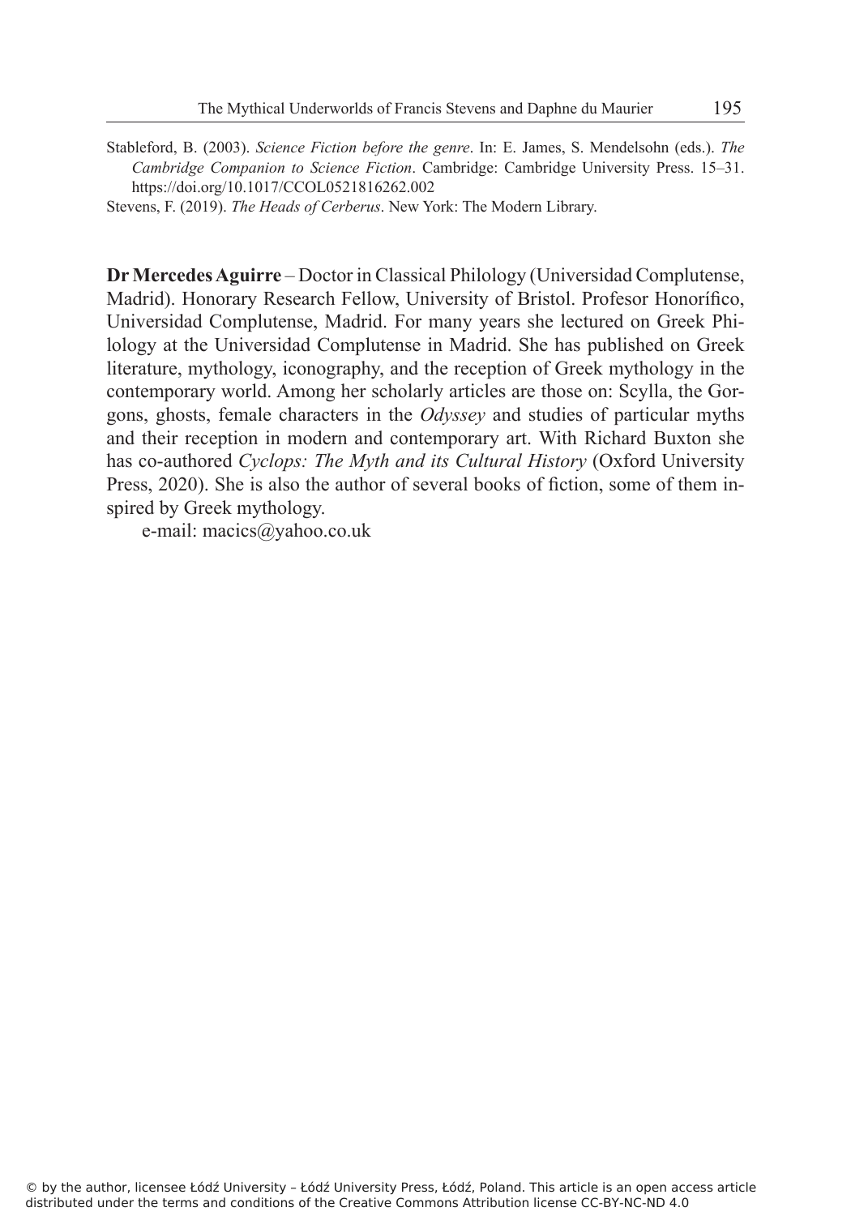Stableford, B. (2003). *Science Fiction before the genre*. In: E. James, S. Mendelsohn (eds.). *The Cambridge Companion to Science Fiction*. Cambridge: Cambridge University Press. 15–31. https://doi.org/10.1017/CCOL0521816262.002

Stevens, F. (2019). *The Heads of Cerberus*. New York: The Modern Library.

**Dr Mercedes Aguirre** – Doctor in Classical Philology (Universidad Complutense, Madrid). Honorary Research Fellow, University of Bristol. Profesor Honorífico, Universidad Complutense, Madrid. For many years she lectured on Greek Philology at the Universidad Complutense in Madrid. She has published on Greek literature, mythology, iconography, and the reception of Greek mythology in the contemporary world. Among her scholarly articles are those on: Scylla, the Gorgons, ghosts, female characters in the *Odyssey* and studies of particular myths and their reception in modern and contemporary art. With Richard Buxton she has co-authored *Cyclops: The Myth and its Cultural History* (Oxford University Press, 2020). She is also the author of several books of fiction, some of them inspired by Greek mythology.

e-mail: macics@yahoo.co.uk

© by the author, licensee Łódź University – Łódź University Press, Łódź, Poland. This article is an open access article distributed under the terms and conditions of the Creative Commons Attribution license CC-BY-NC-ND 4.0